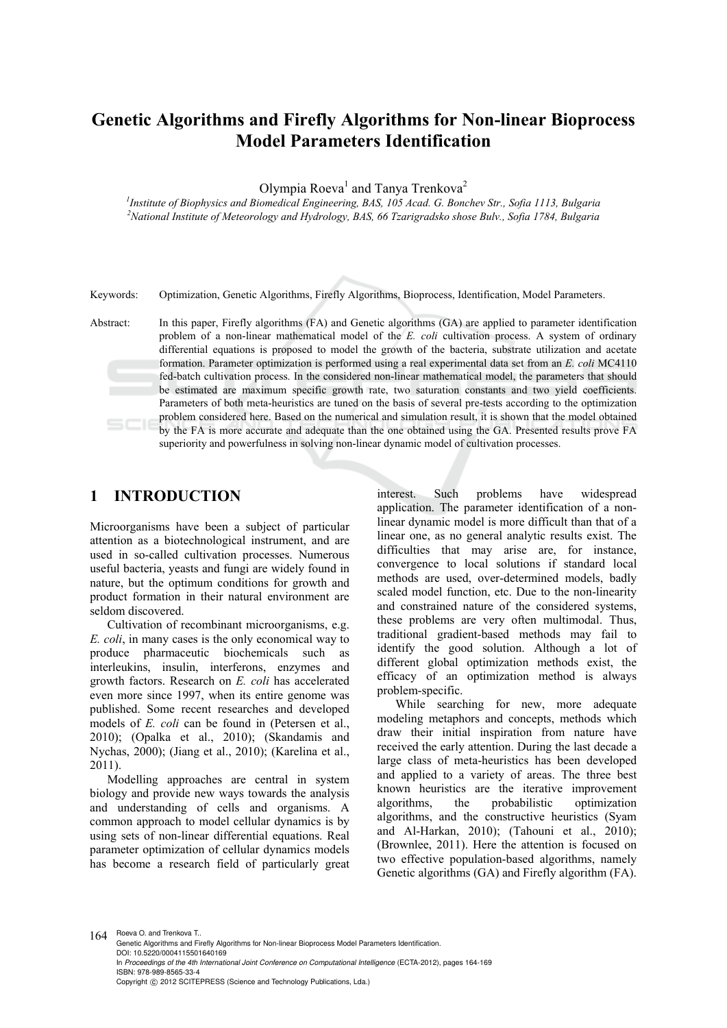# Genetic Algorithms and Firefly Algorithms for Non-linear Bioprocess Model Parameters Identification

Olympia Roeva[1] and Tanya Trenkova[2]

[1]*Institute of Biophysics and Biomedical Engineering, BAS, 105 Acad. G. Bonchev Str., Sofia 1113, Bulgaria*
[2]*National Institute of Meteorology and Hydrology, BAS, 66 Tzarigradsko shose Bulv., Sofia 1784, Bulgaria*

Keywords: Optimization, Genetic Algorithms, Firefly Algorithms, Bioprocess, Identification, Model Parameters.

Abstract: In this paper, Firefly algorithms (FA) and Genetic algorithms (GA) are applied to parameter identification problem of a non-linear mathematical model of the *E. coli* cultivation process. A system of ordinary differential equations is proposed to model the growth of the bacteria, substrate utilization and acetate formation. Parameter optimization is performed using a real experimental data set from an *E. coli* MC4110 fed-batch cultivation process. In the considered non-linear mathematical model, the parameters that should be estimated are maximum specific growth rate, two saturation constants and two yield coefficients. Parameters of both meta-heuristics are tuned on the basis of several pre-tests according to the optimization problem considered here. Based on the numerical and simulation result, it is shown that the model obtained by the FA is more accurate and adequate than the one obtained using the GA. Presented results prove FA superiority and powerfulness in solving non-linear dynamic model of cultivation processes.

## 1 INTRODUCTION

Microorganisms have been a subject of particular attention as a biotechnological instrument, and are used in so-called cultivation processes. Numerous useful bacteria, yeasts and fungi are widely found in nature, but the optimum conditions for growth and product formation in their natural environment are seldom discovered.

Cultivation of recombinant microorganisms, e.g. *E. coli*, in many cases is the only economical way to produce pharmaceutic biochemicals such as interleukins, insulin, interferons, enzymes and growth factors. Research on *E. coli* has accelerated even more since 1997, when its entire genome was published. Some recent researches and developed models of *E. coli* can be found in (Petersen et al., 2010); (Opalka et al., 2010); (Skandamis and Nychas, 2000); (Jiang et al., 2010); (Karelina et al., 2011).

Modelling approaches are central in system biology and provide new ways towards the analysis and understanding of cells and organisms. A common approach to model cellular dynamics is by using sets of non-linear differential equations. Real parameter optimization of cellular dynamics models has become a research field of particularly great interest. Such problems have widespread application. The parameter identification of a non-linear dynamic model is more difficult than that of a linear one, as no general analytic results exist. The difficulties that may arise are, for instance, convergence to local solutions if standard local methods are used, over-determined models, badly scaled model function, etc. Due to the non-linearity and constrained nature of the considered systems, these problems are very often multimodal. Thus, traditional gradient-based methods may fail to identify the good solution. Although a lot of different global optimization methods exist, the efficacy of an optimization method is always problem-specific.

While searching for new, more adequate modeling metaphors and concepts, methods which draw their initial inspiration from nature have received the early attention. During the last decade a large class of meta-heuristics has been developed and applied to a variety of areas. The three best known heuristics are the iterative improvement algorithms, the probabilistic optimization algorithms, and the constructive heuristics (Syam and Al-Harkan, 2010); (Tahouni et al., 2010); (Brownlee, 2011). Here the attention is focused on two effective population-based algorithms, namely Genetic algorithms (GA) and Firefly algorithm (FA).

Roeva O. and Trenkova T..
Genetic Algorithms and Firefly Algorithms for Non-linear Bioprocess Model Parameters Identification.
DOI: 10.5220/0004115501640169
In *Proceedings of the 4th International Joint Conference on Computational Intelligence* (ECTA-2012), pages 164-169
ISBN: 978-989-8565-33-4
Copyright © 2012 SCITEPRESS (Science and Technology Publications, Lda.)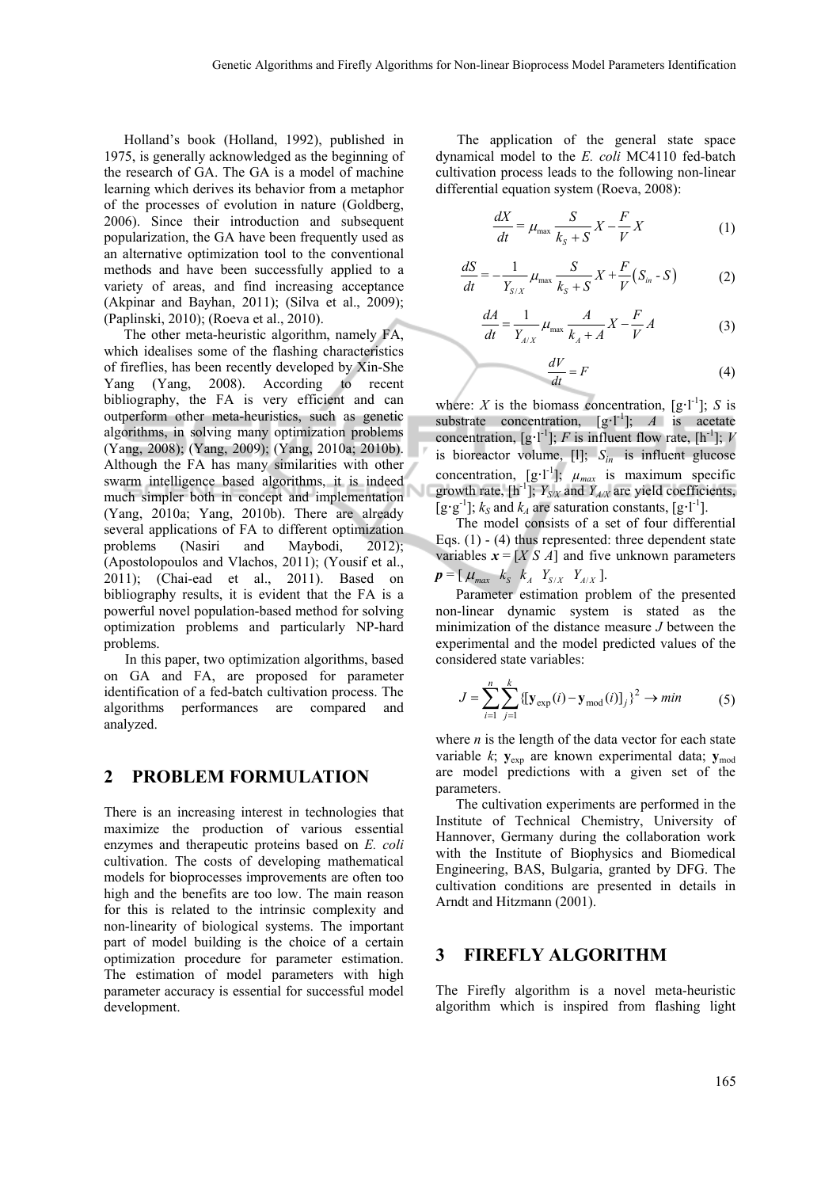Holland's book (Holland, 1992), published in 1975, is generally acknowledged as the beginning of the research of GA. The GA is a model of machine learning which derives its behavior from a metaphor of the processes of evolution in nature (Goldberg, 2006). Since their introduction and subsequent popularization, the GA have been frequently used as an alternative optimization tool to the conventional methods and have been successfully applied to a variety of areas, and find increasing acceptance (Akpinar and Bayhan, 2011); (Silva et al., 2009); (Paplinski, 2010); (Roeva et al., 2010).

The other meta-heuristic algorithm, namely FA, which idealises some of the flashing characteristics of fireflies, has been recently developed by Xin-She Yang (Yang, 2008). According to recent bibliography, the FA is very efficient and can outperform other meta-heuristics, such as genetic algorithms, in solving many optimization problems (Yang, 2008); (Yang, 2009); (Yang, 2010a; 2010b). Although the FA has many similarities with other swarm intelligence based algorithms, it is indeed much simpler both in concept and implementation (Yang, 2010a; Yang, 2010b). There are already several applications of FA to different optimization problems (Nasiri and Maybodi, 2012); (Apostolopoulos and Vlachos, 2011); (Yousif et al., 2011); (Chai-ead et al., 2011). Based on bibliography results, it is evident that the FA is a powerful novel population-based method for solving optimization problems and particularly NP-hard problems.

In this paper, two optimization algorithms, based on GA and FA, are proposed for parameter identification of a fed-batch cultivation process. The algorithms performances are compared and analyzed.

## 2 PROBLEM FORMULATION

There is an increasing interest in technologies that maximize the production of various essential enzymes and therapeutic proteins based on *E. coli* cultivation. The costs of developing mathematical models for bioprocesses improvements are often too high and the benefits are too low. The main reason for this is related to the intrinsic complexity and non-linearity of biological systems. The important part of model building is the choice of a certain optimization procedure for parameter estimation. The estimation of model parameters with high parameter accuracy is essential for successful model development.

The application of the general state space dynamical model to the *E. coli* MC4110 fed-batch cultivation process leads to the following non-linear differential equation system (Roeva, 2008):

$$\frac{dX}{dt} = \mu_{\max} \frac{S}{k_S + S} X - \frac{F}{V} X \tag{1}$$

$$\frac{dS}{dt} = -\frac{1}{Y_{S/X}} \mu_{\max} \frac{S}{k_S + S} X + \frac{F}{V}\left(S_{in} - S\right) \tag{2}$$

$$\frac{dA}{dt} = \frac{1}{Y_{A/X}} \mu_{\max} \frac{A}{k_A + A} X - \frac{F}{V} A \tag{3}$$

$$\frac{dV}{dt} = F \tag{4}$$

where: $X$ is the biomass concentration, [$g \cdot l^{-1}$]; $S$ is substrate concentration, [$g \cdot l^{-1}$]; $A$ is acetate concentration, [$g \cdot l^{-1}$]; $F$ is influent flow rate, [$h^{-1}$]; $V$ is bioreactor volume, [l]; $S_{in}$ is influent glucose concentration, [$g \cdot l^{-1}$]; $\mu_{max}$ is maximum specific growth rate, [$h^{-1}$]; $Y_{S/X}$ and $Y_{A/X}$ are yield coefficients, [$g \cdot g^{-1}$]; $k_S$ and $k_A$ are saturation constants, [$g \cdot l^{-1}$].

The model consists of a set of four differential Eqs. (1) - (4) thus represented: three dependent state variables $\boldsymbol{x} = [X \; S \; A]$ and five unknown parameters $\boldsymbol{p} = [\,\mu_{max} \quad k_S \quad k_A \quad Y_{S/X} \quad Y_{A/X}\,]$.

Parameter estimation problem of the presented non-linear dynamic system is stated as the minimization of the distance measure $J$ between the experimental and the model predicted values of the considered state variables:

$$J = \sum_{i=1}^{n} \sum_{j=1}^{k} \{[\mathbf{y}_{\exp}(i) - \mathbf{y}_{\mathrm{mod}}(i)]_j\}^2 \to min \tag{5}$$

where $n$ is the length of the data vector for each state variable $k$; $\mathbf{y}_{\exp}$ are known experimental data; $\mathbf{y}_{\mathrm{mod}}$ are model predictions with a given set of the parameters.

The cultivation experiments are performed in the Institute of Technical Chemistry, University of Hannover, Germany during the collaboration work with the Institute of Biophysics and Biomedical Engineering, BAS, Bulgaria, granted by DFG. The cultivation conditions are presented in details in Arndt and Hitzmann (2001).

## 3 FIREFLY ALGORITHM

The Firefly algorithm is a novel meta-heuristic algorithm which is inspired from flashing light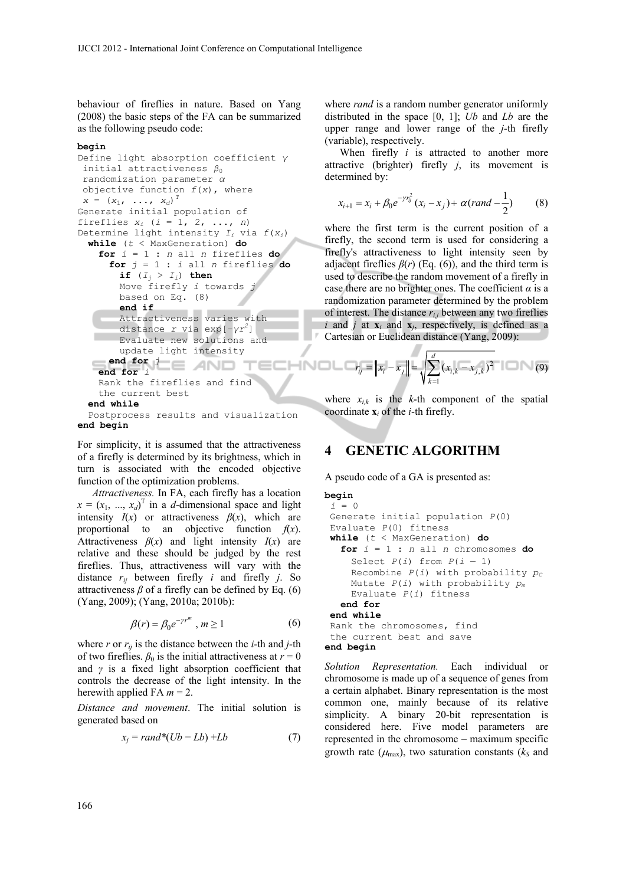behaviour of fireflies in nature. Based on Yang (2008) the basic steps of the FA can be summarized as the following pseudo code:

```
begin
Define light absorption coefficient γ
 initial attractiveness β0
 randomization parameter α
 objective function f(x), where
 x = (x1, ..., xd)T
Generate initial population of
fireflies xi (i = 1, 2, ..., n)
Determine light intensity Ii via f(xi)
  while (t < MaxGeneration) do
    for i = 1 : n all n fireflies do
      for j = 1 : i all n fireflies do
        if (Ij > Ii) then
        Move firefly i towards j
        based on Eq. (8)
        end if
        Attractiveness varies with
        distance r via exp[-γr2]
        Evaluate new solutions and
        update light intensity
      end for j
    end for i
    Rank the fireflies and find
    the current best
  end while
  Postprocess results and visualization
end begin
```

For simplicity, it is assumed that the attractiveness of a firefly is determined by its brightness, which in turn is associated with the encoded objective function of the optimization problems.

*Attractiveness.* In FA, each firefly has a location $x = (x_1, ..., x_d)^T$ in a $d$-dimensional space and light intensity $I(x)$ or attractiveness $\beta(x)$, which are proportional to an objective function $f(x)$. Attractiveness $\beta(x)$ and light intensity $I(x)$ are relative and these should be judged by the rest fireflies. Thus, attractiveness will vary with the distance $r_{ij}$ between firefly $i$ and firefly $j$. So attractiveness $\beta$ of a firefly can be defined by Eq. (6) (Yang, 2009); (Yang, 2010a; 2010b):

$$\beta(r) = \beta_0 e^{-\gamma r^m},\ m \geq 1 \tag{6}$$

where $r$ or $r_{ij}$ is the distance between the $i$-th and $j$-th of two fireflies. $\beta_0$ is the initial attractiveness at $r = 0$ and $\gamma$ is a fixed light absorption coefficient that controls the decrease of the light intensity. In the herewith applied FA $m = 2$.

*Distance and movement*. The initial solution is generated based on

$$x_j = rand*(Ub - Lb) + Lb \tag{7}$$

where *rand* is a random number generator uniformly distributed in the space [0, 1]; $Ub$ and $Lb$ are the upper range and lower range of the $j$-th firefly (variable), respectively.

When firefly $i$ is attracted to another more attractive (brighter) firefly $j$, its movement is determined by:

$$x_{i+1} = x_i + \beta_0 e^{-\gamma r_{ij}^2}(x_i - x_j) + \alpha(rand - \frac{1}{2}) \tag{8}$$

where the first term is the current position of a firefly, the second term is used for considering a firefly's attractiveness to light intensity seen by adjacent fireflies $\beta(r)$ (Eq. (6)), and the third term is used to describe the random movement of a firefly in case there are no brighter ones. The coefficient $\alpha$ is a randomization parameter determined by the problem of interest. The distance $r_{i,j}$ between any two fireflies $i$ and $j$ at $\mathbf{x}_i$ and $\mathbf{x}_j$, respectively, is defined as a Cartesian or Euclidean distance (Yang, 2009):

$$r_{ij} = \left\| x_i - x_j \right\| = \sqrt{\sum_{k=1}^{d} (x_{i,k} - x_{j,k})^2} \tag{9}$$

where $x_{i,k}$ is the $k$-th component of the spatial coordinate $\mathbf{x}_i$ of the $i$-th firefly.

## 4 GENETIC ALGORITHM

A pseudo code of a GA is presented as:

```
begin
 i = 0
 Generate initial population P(0)
 Evaluate P(0) fitness
 while (t < MaxGeneration) do
   for i = 1 : n all n chromosomes do
     Select P(i) from P(i − 1)
     Recombine P(i) with probability pC
     Mutate P(i) with probability pm
     Evaluate P(i) fitness
   end for
 end while
 Rank the chromosomes, find
 the current best and save
end begin
```

*Solution Representation.* Each individual or chromosome is made up of a sequence of genes from a certain alphabet. Binary representation is the most common one, mainly because of its relative simplicity. A binary 20-bit representation is considered here. Five model parameters are represented in the chromosome – maximum specific growth rate ($\mu_{\max}$), two saturation constants ($k_S$ and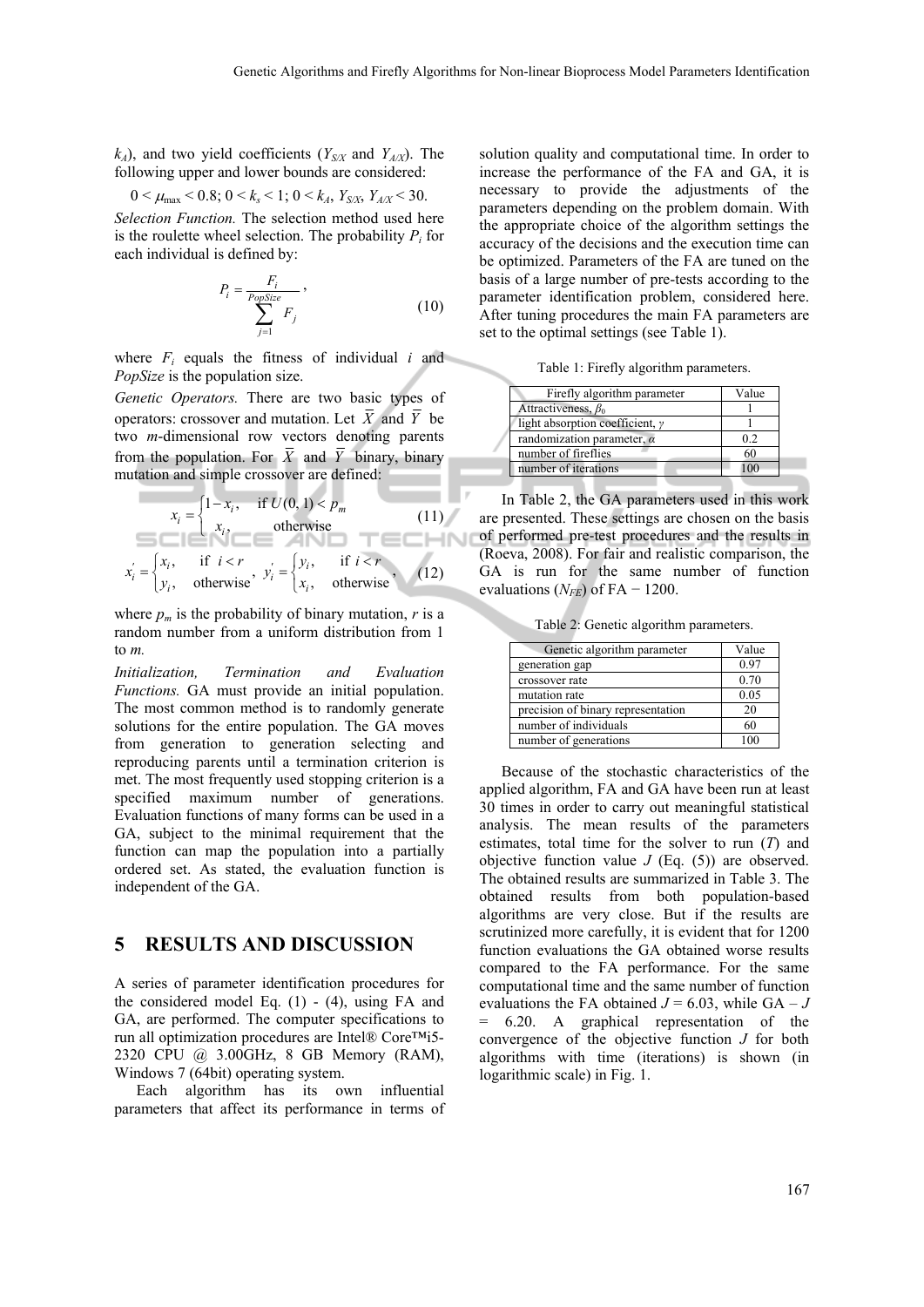$k_A$), and two yield coefficients ($Y_{S/X}$ and $Y_{A/X}$). The following upper and lower bounds are considered:

$$0 < \mu_{\max} < 0.8;\ 0 < k_s < 1;\ 0 < k_A,\ Y_{S/X},\ Y_{A/X} < 30.$$

*Selection Function.* The selection method used here is the roulette wheel selection. The probability $P_i$ for each individual is defined by:

$$P_i = \frac{F_i}{\sum_{j=1}^{PopSize} F_j}, \tag{10}$$

where $F_i$ equals the fitness of individual $i$ and *PopSize* is the population size.

*Genetic Operators.* There are two basic types of operators: crossover and mutation. Let $\bar{X}$ and $\bar{Y}$ be two $m$-dimensional row vectors denoting parents from the population. For $\bar{X}$ and $\bar{Y}$ binary, binary mutation and simple crossover are defined:

$$x_i = \begin{cases} 1 - x_i, & \text{if } U(0,1) < p_m \\ x_i, & \text{otherwise} \end{cases} \tag{11}$$

$$x_i' = \begin{cases} x_i, & \text{if } i < r \\ y_i, & \text{otherwise} \end{cases},\quad y_i' = \begin{cases} y_i, & \text{if } i < r \\ x_i, & \text{otherwise} \end{cases}, \tag{12}$$

where $p_m$ is the probability of binary mutation, $r$ is a random number from a uniform distribution from 1 to $m$.

*Initialization, Termination and Evaluation Functions.* GA must provide an initial population. The most common method is to randomly generate solutions for the entire population. The GA moves from generation to generation selecting and reproducing parents until a termination criterion is met. The most frequently used stopping criterion is a specified maximum number of generations. Evaluation functions of many forms can be used in a GA, subject to the minimal requirement that the function can map the population into a partially ordered set. As stated, the evaluation function is independent of the GA.

## 5 RESULTS AND DISCUSSION

A series of parameter identification procedures for the considered model Eq. (1) - (4), using FA and GA, are performed. The computer specifications to run all optimization procedures are Intel® Core™i5-2320 CPU @ 3.00GHz, 8 GB Memory (RAM), Windows 7 (64bit) operating system.

Each algorithm has its own influential parameters that affect its performance in terms of solution quality and computational time. In order to increase the performance of the FA and GA, it is necessary to provide the adjustments of the parameters depending on the problem domain. With the appropriate choice of the algorithm settings the accuracy of the decisions and the execution time can be optimized. Parameters of the FA are tuned on the basis of a large number of pre-tests according to the parameter identification problem, considered here. After tuning procedures the main FA parameters are set to the optimal settings (see Table 1).

Table 1: Firefly algorithm parameters.

| Firefly algorithm parameter | Value |
|---|---|
| Attractiveness, $\beta_0$ | 1 |
| light absorption coefficient, $\gamma$ | 1 |
| randomization parameter, $\alpha$ | 0.2 |
| number of fireflies | 60 |
| number of iterations | 100 |

In Table 2, the GA parameters used in this work are presented. These settings are chosen on the basis of performed pre-test procedures and the results in (Roeva, 2008). For fair and realistic comparison, the GA is run for the same number of function evaluations ($N_{FE}$) of FA − 1200.

Table 2: Genetic algorithm parameters.

| Genetic algorithm parameter | Value |
|---|---|
| generation gap | 0.97 |
| crossover rate | 0.70 |
| mutation rate | 0.05 |
| precision of binary representation | 20 |
| number of individuals | 60 |
| number of generations | 100 |

Because of the stochastic characteristics of the applied algorithm, FA and GA have been run at least 30 times in order to carry out meaningful statistical analysis. The mean results of the parameters estimates, total time for the solver to run ($T$) and objective function value $J$ (Eq. (5)) are observed. The obtained results are summarized in Table 3. The obtained results from both population-based algorithms are very close. But if the results are scrutinized more carefully, it is evident that for 1200 function evaluations the GA obtained worse results compared to the FA performance. For the same computational time and the same number of function evaluations the FA obtained $J$ = 6.03, while GA – $J$ = 6.20. A graphical representation of the convergence of the objective function $J$ for both algorithms with time (iterations) is shown (in logarithmic scale) in Fig. 1.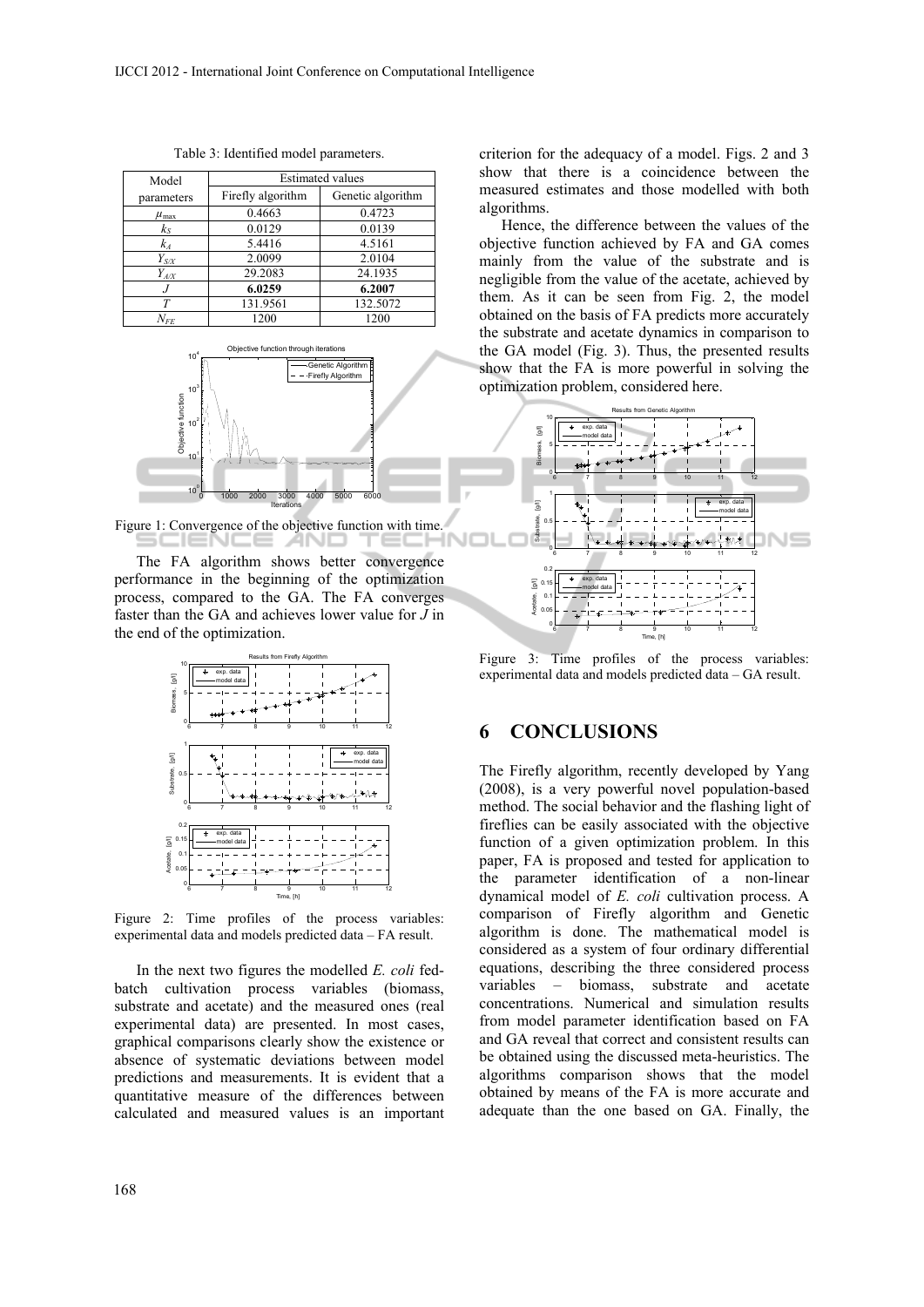Table 3: Identified model parameters.

| Model parameters | Estimated values | |
|---|---|---|
| | Firefly algorithm | Genetic algorithm |
| $\mu_{max}$ | 0.4663 | 0.4723 |
| $k_S$ | 0.0129 | 0.0139 |
| $k_A$ | 5.4416 | 4.5161 |
| $Y_{S/X}$ | 2.0099 | 2.0104 |
| $Y_{A/X}$ | 29.2083 | 24.1935 |
| $J$ | **6.0259** | **6.2007** |
| $T$ | 131.9561 | 132.5072 |
| $N_{FE}$ | 1200 | 1200 |

Figure 1: Convergence of the objective function with time.

The FA algorithm shows better convergence performance in the beginning of the optimization process, compared to the GA. The FA converges faster than the GA and achieves lower value for $J$ in the end of the optimization.

Figure 2: Time profiles of the process variables: experimental data and models predicted data – FA result.

In the next two figures the modelled *E. coli* fed-batch cultivation process variables (biomass, substrate and acetate) and the measured ones (real experimental data) are presented. In most cases, graphical comparisons clearly show the existence or absence of systematic deviations between model predictions and measurements. It is evident that a quantitative measure of the differences between calculated and measured values is an important criterion for the adequacy of a model. Figs. 2 and 3 show that there is a coincidence between the measured estimates and those modelled with both algorithms.

Hence, the difference between the values of the objective function achieved by FA and GA comes mainly from the value of the substrate and is negligible from the value of the acetate, achieved by them. As it can be seen from Fig. 2, the model obtained on the basis of FA predicts more accurately the substrate and acetate dynamics in comparison to the GA model (Fig. 3). Thus, the presented results show that the FA is more powerful in solving the optimization problem, considered here.

Figure 3: Time profiles of the process variables: experimental data and models predicted data – GA result.

## 6 CONCLUSIONS

The Firefly algorithm, recently developed by Yang (2008), is a very powerful novel population-based method. The social behavior and the flashing light of fireflies can be easily associated with the objective function of a given optimization problem. In this paper, FA is proposed and tested for application to the parameter identification of a non-linear dynamical model of *E. coli* cultivation process. A comparison of Firefly algorithm and Genetic algorithm is done. The mathematical model is considered as a system of four ordinary differential equations, describing the three considered process variables – biomass, substrate and acetate concentrations. Numerical and simulation results from model parameter identification based on FA and GA reveal that correct and consistent results can be obtained using the discussed meta-heuristics. The algorithms comparison shows that the model obtained by means of the FA is more accurate and adequate than the one based on GA. Finally, the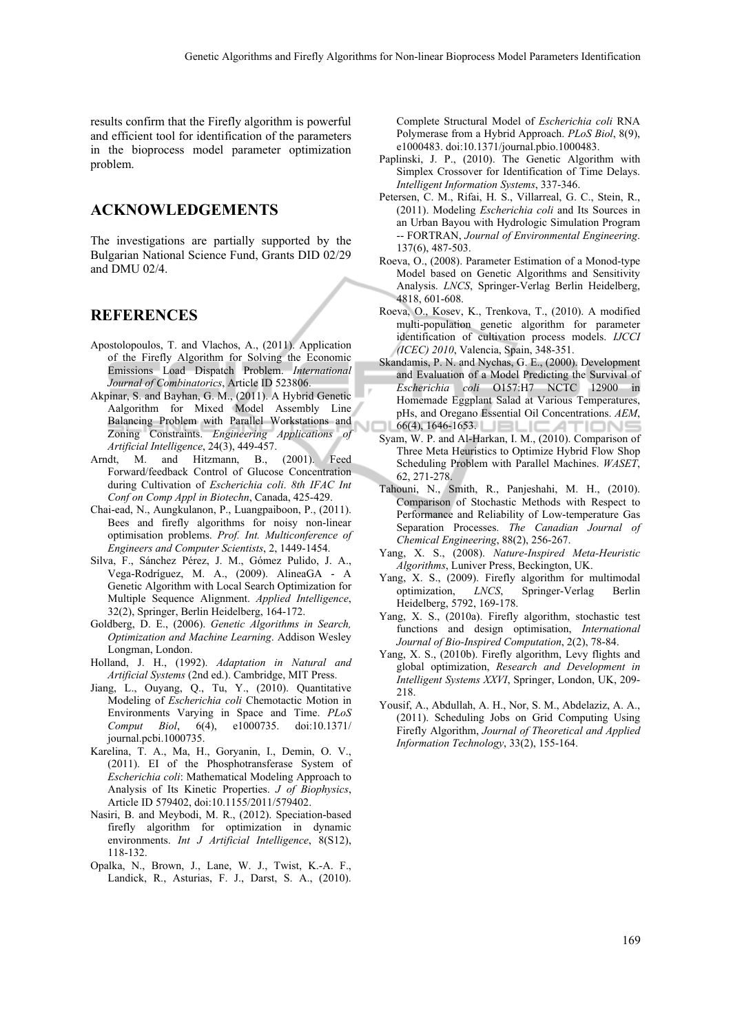results confirm that the Firefly algorithm is powerful and efficient tool for identification of the parameters in the bioprocess model parameter optimization problem.

## ACKNOWLEDGEMENTS

The investigations are partially supported by the Bulgarian National Science Fund, Grants DID 02/29 and DMU 02/4.

## REFERENCES

Apostolopoulos, T. and Vlachos, A., (2011). Application of the Firefly Algorithm for Solving the Economic Emissions Load Dispatch Problem. *International Journal of Combinatorics*, Article ID 523806.

Akpinar, S. and Bayhan, G. M., (2011). A Hybrid Genetic Aalgorithm for Mixed Model Assembly Line Balancing Problem with Parallel Workstations and Zoning Constraints. *Engineering Applications of Artificial Intelligence*, 24(3), 449-457.

Arndt, M. and Hitzmann, B., (2001). Feed Forward/feedback Control of Glucose Concentration during Cultivation of *Escherichia coli*. *8th IFAC Int Conf on Comp Appl in Biotechn*, Canada, 425-429.

Chai-ead, N., Aungkulanon, P., Luangpaiboon, P., (2011). Bees and firefly algorithms for noisy non-linear optimisation problems. *Prof. Int. Multiconference of Engineers and Computer Scientists*, 2, 1449-1454.

Silva, F., Sánchez Pérez, J. M., Gómez Pulido, J. A., Vega-Rodríguez, M. A., (2009). AlineaGA - A Genetic Algorithm with Local Search Optimization for Multiple Sequence Alignment. *Applied Intelligence*, 32(2), Springer, Berlin Heidelberg, 164-172.

Goldberg, D. E., (2006). *Genetic Algorithms in Search, Optimization and Machine Learning*. Addison Wesley Longman, London.

Holland, J. H., (1992). *Adaptation in Natural and Artificial Systems* (2nd ed.). Cambridge, MIT Press.

Jiang, L., Ouyang, Q., Tu, Y., (2010). Quantitative Modeling of *Escherichia coli* Chemotactic Motion in Environments Varying in Space and Time. *PLoS Comput Biol*, 6(4), e1000735. doi:10.1371/journal.pcbi.1000735.

Karelina, T. A., Ma, H., Goryanin, I., Demin, O. V., (2011). EI of the Phosphotransferase System of *Escherichia coli*: Mathematical Modeling Approach to Analysis of Its Kinetic Properties. *J of Biophysics*, Article ID 579402, doi:10.1155/2011/579402.

Nasiri, B. and Meybodi, M. R., (2012). Speciation-based firefly algorithm for optimization in dynamic environments. *Int J Artificial Intelligence*, 8(S12), 118-132.

Opalka, N., Brown, J., Lane, W. J., Twist, K.-A. F., Landick, R., Asturias, F. J., Darst, S. A., (2010). Complete Structural Model of *Escherichia coli* RNA Polymerase from a Hybrid Approach. *PLoS Biol*, 8(9), e1000483. doi:10.1371/journal.pbio.1000483.

Paplinski, J. P., (2010). The Genetic Algorithm with Simplex Crossover for Identification of Time Delays. *Intelligent Information Systems*, 337-346.

Petersen, C. M., Rifai, H. S., Villarreal, G. C., Stein, R., (2011). Modeling *Escherichia coli* and Its Sources in an Urban Bayou with Hydrologic Simulation Program -- FORTRAN, *Journal of Environmental Engineering*. 137(6), 487-503.

Roeva, O., (2008). Parameter Estimation of a Monod-type Model based on Genetic Algorithms and Sensitivity Analysis. *LNCS*, Springer-Verlag Berlin Heidelberg, 4818, 601-608.

Roeva, O., Kosev, K., Trenkova, T., (2010). A modified multi-population genetic algorithm for parameter identification of cultivation process models. *IJCCI (ICEC) 2010*, Valencia, Spain, 348-351.

Skandamis, P. N. and Nychas, G. E., (2000). Development and Evaluation of a Model Predicting the Survival of *Escherichia coli* O157:H7 NCTC 12900 in Homemade Eggplant Salad at Various Temperatures, pHs, and Oregano Essential Oil Concentrations. *AEM*, 66(4), 1646-1653.

Syam, W. P. and Al-Harkan, I. M., (2010). Comparison of Three Meta Heuristics to Optimize Hybrid Flow Shop Scheduling Problem with Parallel Machines. *WASET*, 62, 271-278.

Tahouni, N., Smith, R., Panjeshahi, M. H., (2010). Comparison of Stochastic Methods with Respect to Performance and Reliability of Low-temperature Gas Separation Processes. *The Canadian Journal of Chemical Engineering*, 88(2), 256-267.

Yang, X. S., (2008). *Nature-Inspired Meta-Heuristic Algorithms*, Luniver Press, Beckington, UK.

Yang, X. S., (2009). Firefly algorithm for multimodal optimization, *LNCS*, Springer-Verlag Berlin Heidelberg, 5792, 169-178.

Yang, X. S., (2010a). Firefly algorithm, stochastic test functions and design optimisation, *International Journal of Bio-Inspired Computation*, 2(2), 78-84.

Yang, X. S., (2010b). Firefly algorithm, Levy flights and global optimization, *Research and Development in Intelligent Systems XXVI*, Springer, London, UK, 209-218.

Yousif, A., Abdullah, A. H., Nor, S. M., Abdelaziz, A. A., (2011). Scheduling Jobs on Grid Computing Using Firefly Algorithm, *Journal of Theoretical and Applied Information Technology*, 33(2), 155-164.